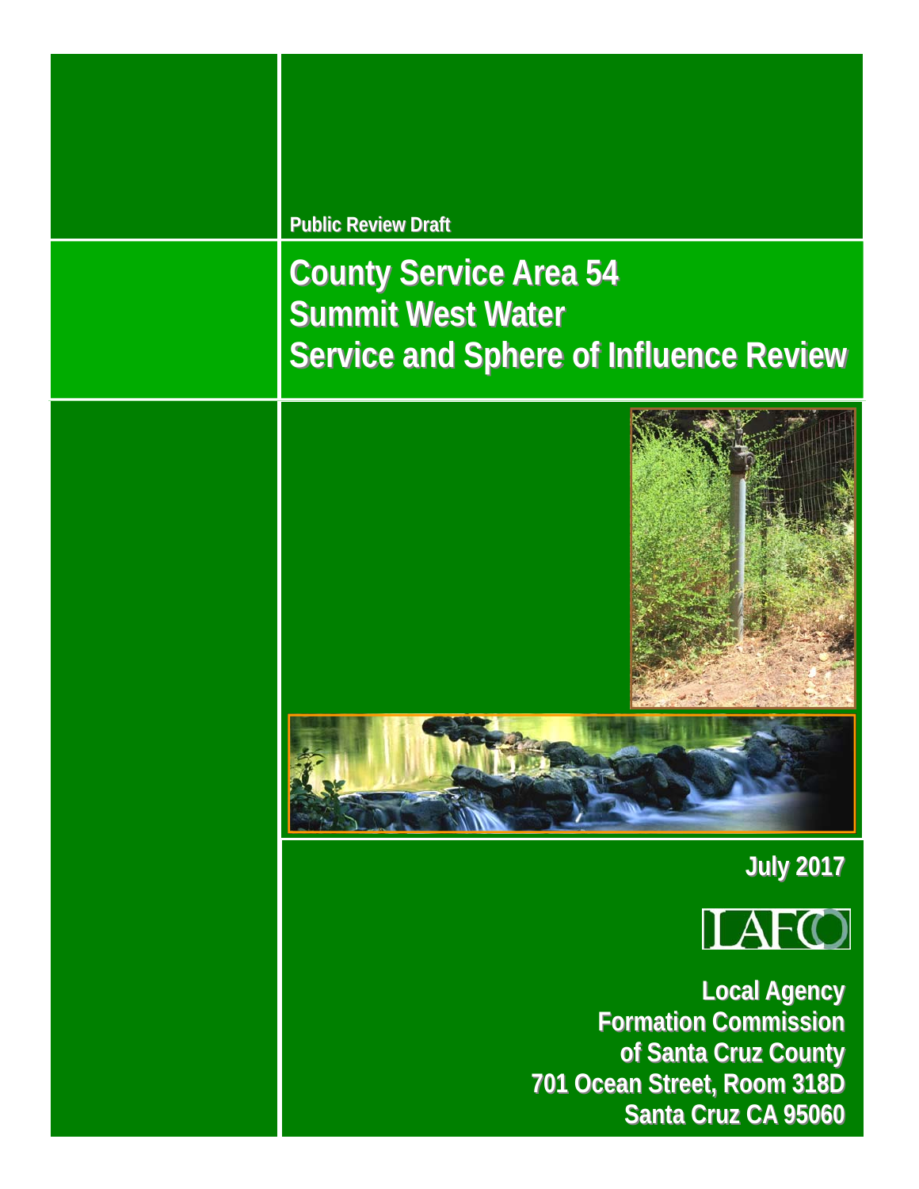Public Review Draft

# County Service Area 54
# Summit West Water
# Service and Sphere of Influence Review

July 2017

LAFCO

**Local Agency Formation Commission of Santa Cruz County**
**701 Ocean Street, Room 318D**
**Santa Cruz CA 95060**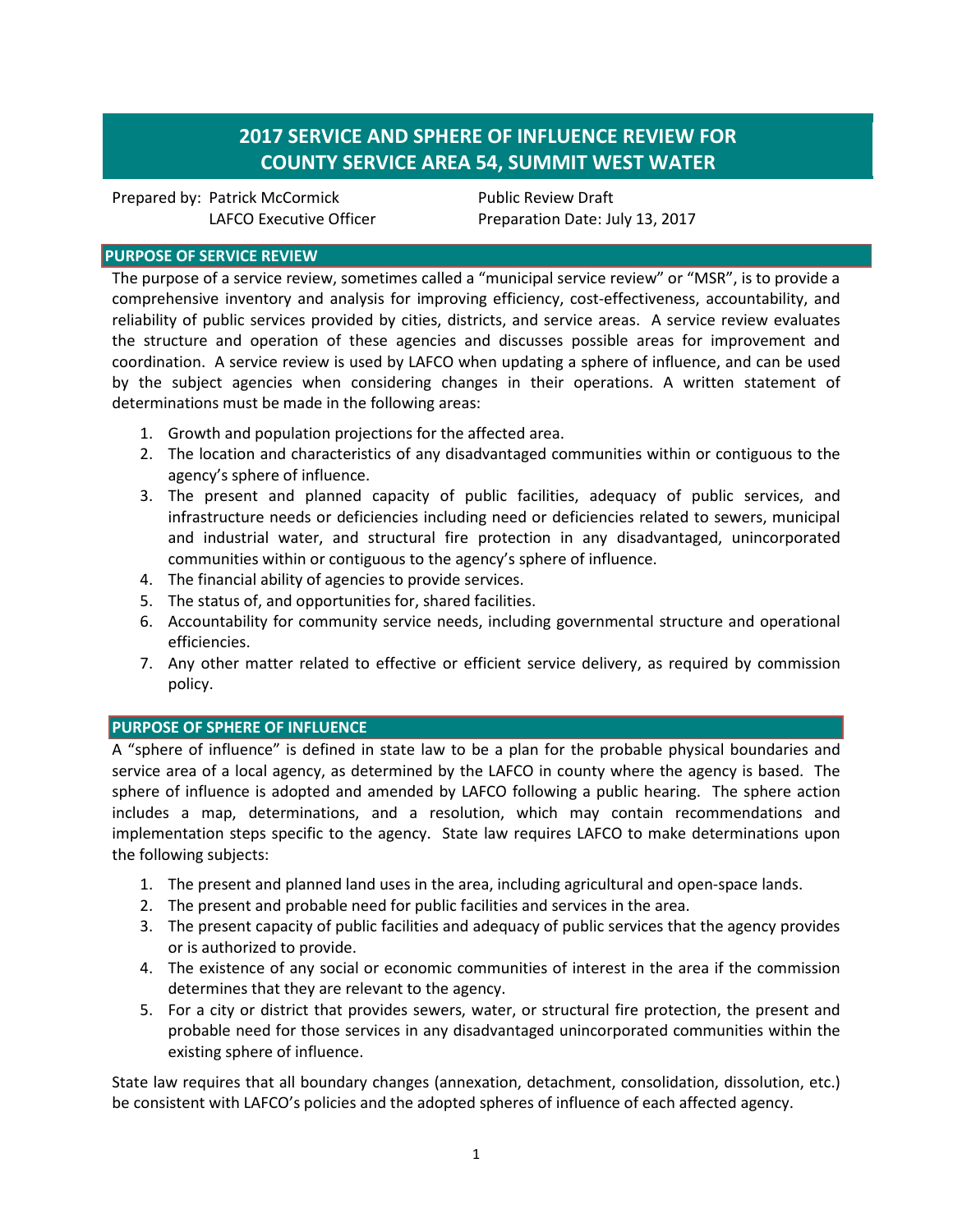# 2017 SERVICE AND SPHERE OF INFLUENCE REVIEW FOR COUNTY SERVICE AREA 54, SUMMIT WEST WATER

Prepared by: Patrick McCormick
LAFCO Executive Officer

Public Review Draft
Preparation Date: July 13, 2017

## PURPOSE OF SERVICE REVIEW

The purpose of a service review, sometimes called a "municipal service review" or "MSR", is to provide a comprehensive inventory and analysis for improving efficiency, cost-effectiveness, accountability, and reliability of public services provided by cities, districts, and service areas. A service review evaluates the structure and operation of these agencies and discusses possible areas for improvement and coordination. A service review is used by LAFCO when updating a sphere of influence, and can be used by the subject agencies when considering changes in their operations. A written statement of determinations must be made in the following areas:

1. Growth and population projections for the affected area.
2. The location and characteristics of any disadvantaged communities within or contiguous to the agency's sphere of influence.
3. The present and planned capacity of public facilities, adequacy of public services, and infrastructure needs or deficiencies including need or deficiencies related to sewers, municipal and industrial water, and structural fire protection in any disadvantaged, unincorporated communities within or contiguous to the agency's sphere of influence.
4. The financial ability of agencies to provide services.
5. The status of, and opportunities for, shared facilities.
6. Accountability for community service needs, including governmental structure and operational efficiencies.
7. Any other matter related to effective or efficient service delivery, as required by commission policy.

## PURPOSE OF SPHERE OF INFLUENCE

A "sphere of influence" is defined in state law to be a plan for the probable physical boundaries and service area of a local agency, as determined by the LAFCO in county where the agency is based. The sphere of influence is adopted and amended by LAFCO following a public hearing. The sphere action includes a map, determinations, and a resolution, which may contain recommendations and implementation steps specific to the agency. State law requires LAFCO to make determinations upon the following subjects:

1. The present and planned land uses in the area, including agricultural and open-space lands.
2. The present and probable need for public facilities and services in the area.
3. The present capacity of public facilities and adequacy of public services that the agency provides or is authorized to provide.
4. The existence of any social or economic communities of interest in the area if the commission determines that they are relevant to the agency.
5. For a city or district that provides sewers, water, or structural fire protection, the present and probable need for those services in any disadvantaged unincorporated communities within the existing sphere of influence.

State law requires that all boundary changes (annexation, detachment, consolidation, dissolution, etc.) be consistent with LAFCO's policies and the adopted spheres of influence of each affected agency.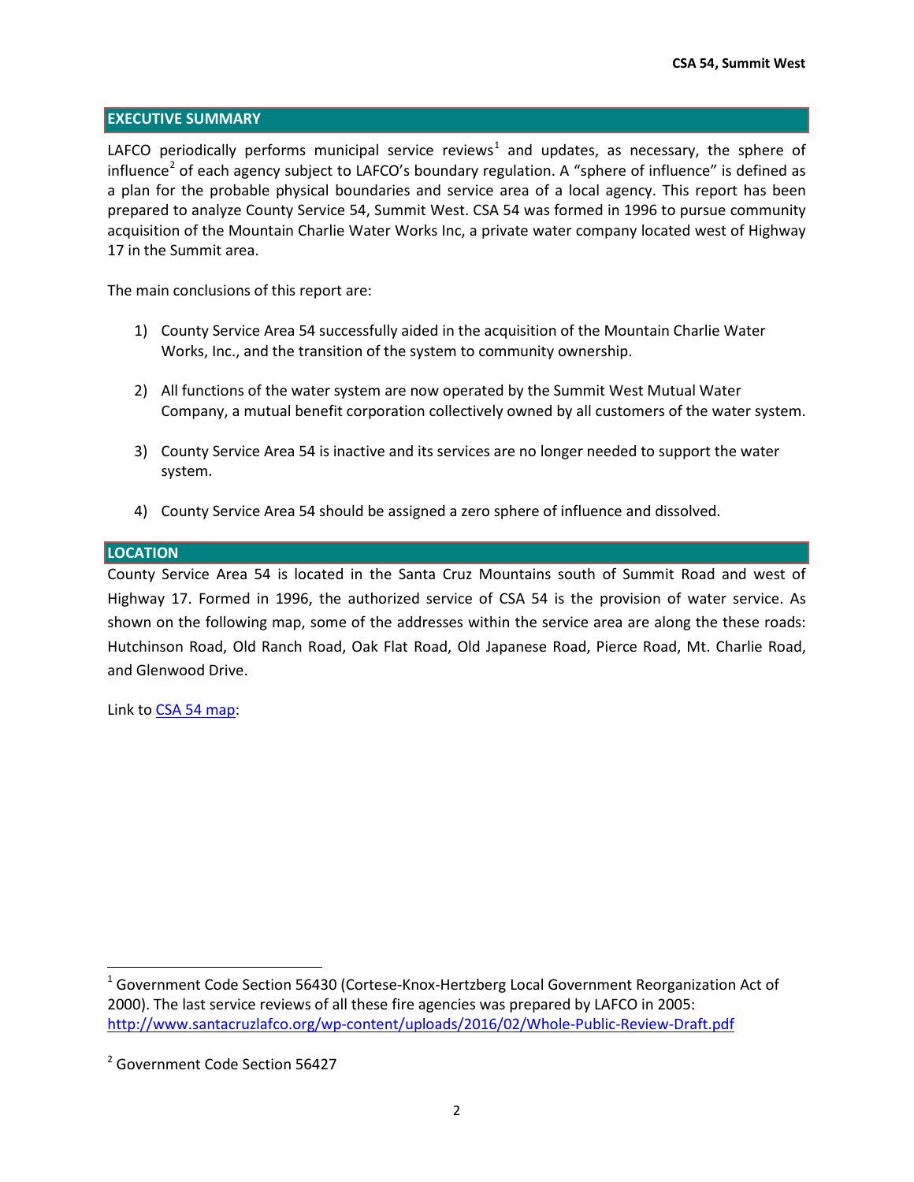## EXECUTIVE SUMMARY

LAFCO periodically performs municipal service reviews[1] and updates, as necessary, the sphere of influence[2] of each agency subject to LAFCO's boundary regulation. A "sphere of influence" is defined as a plan for the probable physical boundaries and service area of a local agency. This report has been prepared to analyze County Service 54, Summit West. CSA 54 was formed in 1996 to pursue community acquisition of the Mountain Charlie Water Works Inc, a private water company located west of Highway 17 in the Summit area.

The main conclusions of this report are:

1) County Service Area 54 successfully aided in the acquisition of the Mountain Charlie Water Works, Inc., and the transition of the system to community ownership.

2) All functions of the water system are now operated by the Summit West Mutual Water Company, a mutual benefit corporation collectively owned by all customers of the water system.

3) County Service Area 54 is inactive and its services are no longer needed to support the water system.

4) County Service Area 54 should be assigned a zero sphere of influence and dissolved.

## LOCATION

County Service Area 54 is located in the Santa Cruz Mountains south of Summit Road and west of Highway 17. Formed in 1996, the authorized service of CSA 54 is the provision of water service. As shown on the following map, some of the addresses within the service area are along the these roads: Hutchinson Road, Old Ranch Road, Oak Flat Road, Old Japanese Road, Pierce Road, Mt. Charlie Road, and Glenwood Drive.

Link to CSA 54 map:

---

[1] Government Code Section 56430 (Cortese-Knox-Hertzberg Local Government Reorganization Act of 2000). The last service reviews of all these fire agencies was prepared by LAFCO in 2005: http://www.santacruzlafco.org/wp-content/uploads/2016/02/Whole-Public-Review-Draft.pdf

[2] Government Code Section 56427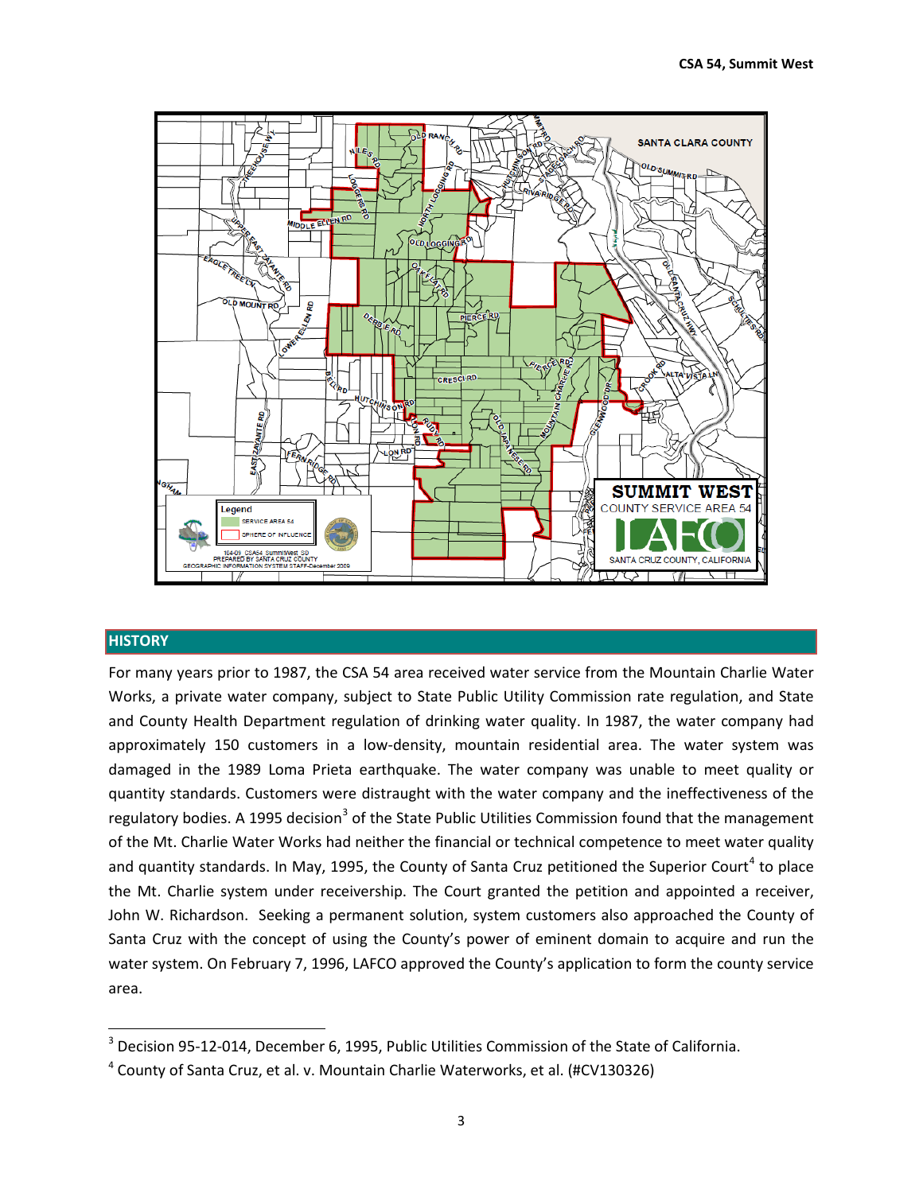## HISTORY

For many years prior to 1987, the CSA 54 area received water service from the Mountain Charlie Water Works, a private water company, subject to State Public Utility Commission rate regulation, and State and County Health Department regulation of drinking water quality. In 1987, the water company had approximately 150 customers in a low-density, mountain residential area. The water system was damaged in the 1989 Loma Prieta earthquake. The water company was unable to meet quality or quantity standards. Customers were distraught with the water company and the ineffectiveness of the regulatory bodies. A 1995 decision[3] of the State Public Utilities Commission found that the management of the Mt. Charlie Water Works had neither the financial or technical competence to meet water quality and quantity standards. In May, 1995, the County of Santa Cruz petitioned the Superior Court[4] to place the Mt. Charlie system under receivership. The Court granted the petition and appointed a receiver, John W. Richardson. Seeking a permanent solution, system customers also approached the County of Santa Cruz with the concept of using the County's power of eminent domain to acquire and run the water system. On February 7, 1996, LAFCO approved the County's application to form the county service area.

---

[3] Decision 95-12-014, December 6, 1995, Public Utilities Commission of the State of California.

[4] County of Santa Cruz, et al. v. Mountain Charlie Waterworks, et al. (#CV130326)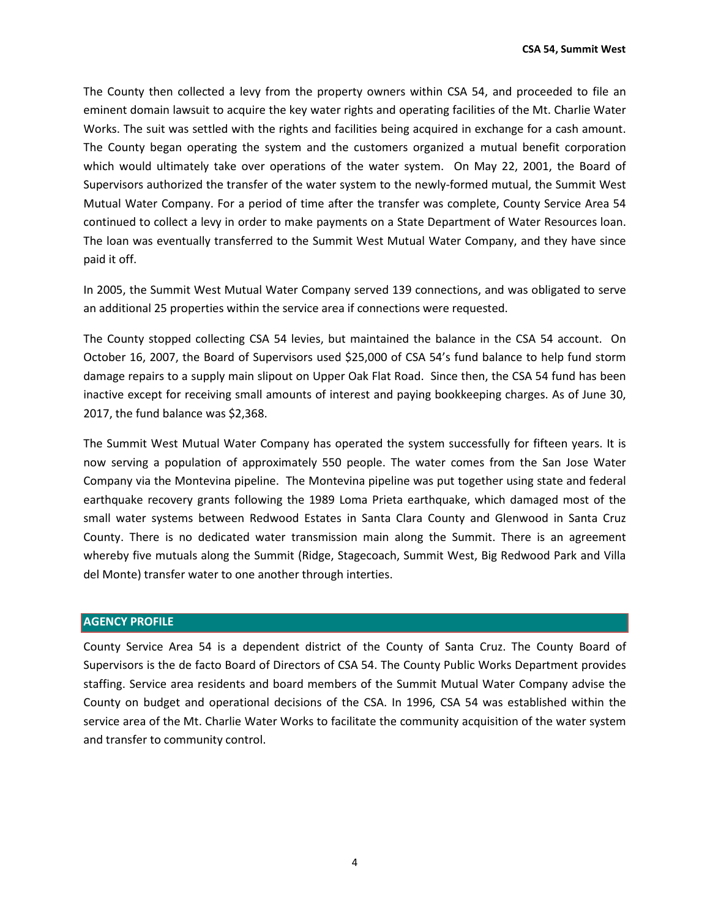The County then collected a levy from the property owners within CSA 54, and proceeded to file an eminent domain lawsuit to acquire the key water rights and operating facilities of the Mt. Charlie Water Works. The suit was settled with the rights and facilities being acquired in exchange for a cash amount. The County began operating the system and the customers organized a mutual benefit corporation which would ultimately take over operations of the water system. On May 22, 2001, the Board of Supervisors authorized the transfer of the water system to the newly-formed mutual, the Summit West Mutual Water Company. For a period of time after the transfer was complete, County Service Area 54 continued to collect a levy in order to make payments on a State Department of Water Resources loan. The loan was eventually transferred to the Summit West Mutual Water Company, and they have since paid it off.

In 2005, the Summit West Mutual Water Company served 139 connections, and was obligated to serve an additional 25 properties within the service area if connections were requested.

The County stopped collecting CSA 54 levies, but maintained the balance in the CSA 54 account. On October 16, 2007, the Board of Supervisors used $25,000 of CSA 54's fund balance to help fund storm damage repairs to a supply main slipout on Upper Oak Flat Road. Since then, the CSA 54 fund has been inactive except for receiving small amounts of interest and paying bookkeeping charges. As of June 30, 2017, the fund balance was $2,368.

The Summit West Mutual Water Company has operated the system successfully for fifteen years. It is now serving a population of approximately 550 people. The water comes from the San Jose Water Company via the Montevina pipeline. The Montevina pipeline was put together using state and federal earthquake recovery grants following the 1989 Loma Prieta earthquake, which damaged most of the small water systems between Redwood Estates in Santa Clara County and Glenwood in Santa Cruz County. There is no dedicated water transmission main along the Summit. There is an agreement whereby five mutuals along the Summit (Ridge, Stagecoach, Summit West, Big Redwood Park and Villa del Monte) transfer water to one another through interties.

## AGENCY PROFILE

County Service Area 54 is a dependent district of the County of Santa Cruz. The County Board of Supervisors is the de facto Board of Directors of CSA 54. The County Public Works Department provides staffing. Service area residents and board members of the Summit Mutual Water Company advise the County on budget and operational decisions of the CSA. In 1996, CSA 54 was established within the service area of the Mt. Charlie Water Works to facilitate the community acquisition of the water system and transfer to community control.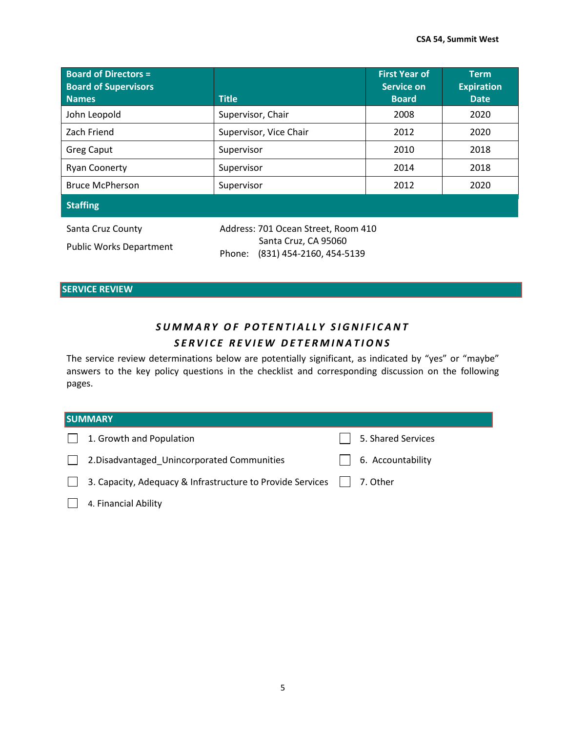| Board of Directors = Board of Supervisors Names | Title | First Year of Service on Board | Term Expiration Date |
|---|---|---|---|
| John Leopold | Supervisor, Chair | 2008 | 2020 |
| Zach Friend | Supervisor, Vice Chair | 2012 | 2020 |
| Greg Caput | Supervisor | 2010 | 2018 |
| Ryan Coonerty | Supervisor | 2014 | 2018 |
| Bruce McPherson | Supervisor | 2012 | 2020 |

**Staffing**

| | |
|---|---|
| Santa Cruz County<br>Public Works Department | Address: 701 Ocean Street, Room 410<br>Santa Cruz, CA 95060<br>Phone: (831) 454-2160, 454-5139 |

## SERVICE REVIEW

### *SUMMARY OF POTENTIALLY SIGNIFICANT SERVICE REVIEW DETERMINATIONS*

The service review determinations below are potentially significant, as indicated by "yes" or "maybe" answers to the key policy questions in the checklist and corresponding discussion on the following pages.

**SUMMARY**

- ☐ 1. Growth and Population
- ☐ 2.Disadvantaged_Unincorporated Communities
- ☐ 3. Capacity, Adequacy & Infrastructure to Provide Services
- ☐ 4. Financial Ability
- ☐ 5. Shared Services
- ☐ 6. Accountability
- ☐ 7. Other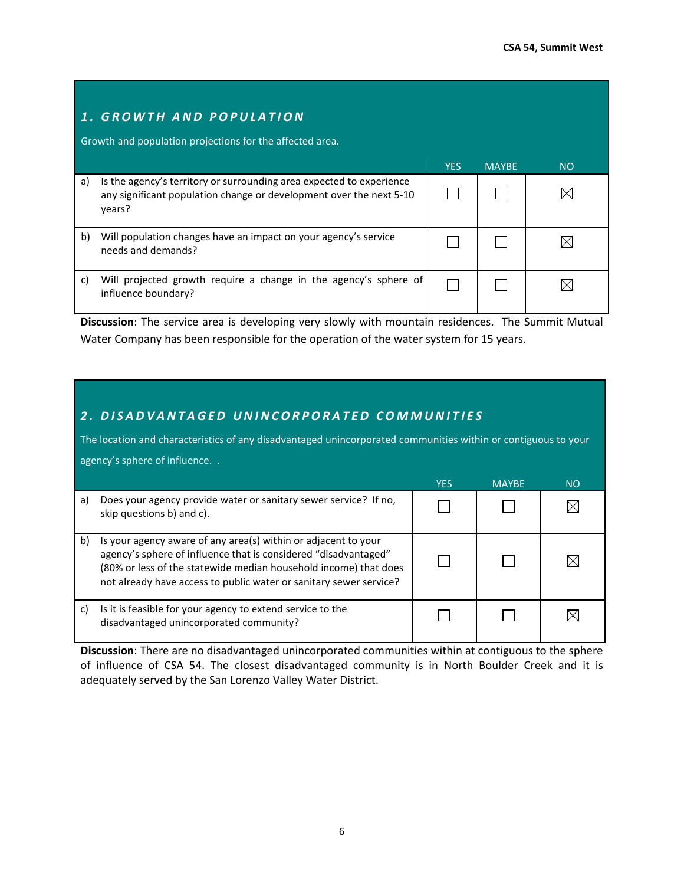## 1. GROWTH AND POPULATION

Growth and population projections for the affected area.

| | | YES | MAYBE | NO |
|---|---|---|---|---|
| a) | Is the agency's territory or surrounding area expected to experience any significant population change or development over the next 5-10 years? | ☐ | ☐ | ☒ |
| b) | Will population changes have an impact on your agency's service needs and demands? | ☐ | ☐ | ☒ |
| c) | Will projected growth require a change in the agency's sphere of influence boundary? | ☐ | ☐ | ☒ |

**Discussion**: The service area is developing very slowly with mountain residences. The Summit Mutual Water Company has been responsible for the operation of the water system for 15 years.

## 2. DISADVANTAGED UNINCORPORATED COMMUNITIES

The location and characteristics of any disadvantaged unincorporated communities within or contiguous to your agency's sphere of influence. .

| | | YES | MAYBE | NO |
|---|---|---|---|---|
| a) | Does your agency provide water or sanitary sewer service? If no, skip questions b) and c). | ☐ | ☐ | ☒ |
| b) | Is your agency aware of any area(s) within or adjacent to your agency's sphere of influence that is considered "disadvantaged" (80% or less of the statewide median household income) that does not already have access to public water or sanitary sewer service? | ☐ | ☐ | ☒ |
| c) | Is it is feasible for your agency to extend service to the disadvantaged unincorporated community? | ☐ | ☐ | ☒ |

**Discussion**: There are no disadvantaged unincorporated communities within at contiguous to the sphere of influence of CSA 54. The closest disadvantaged community is in North Boulder Creek and it is adequately served by the San Lorenzo Valley Water District.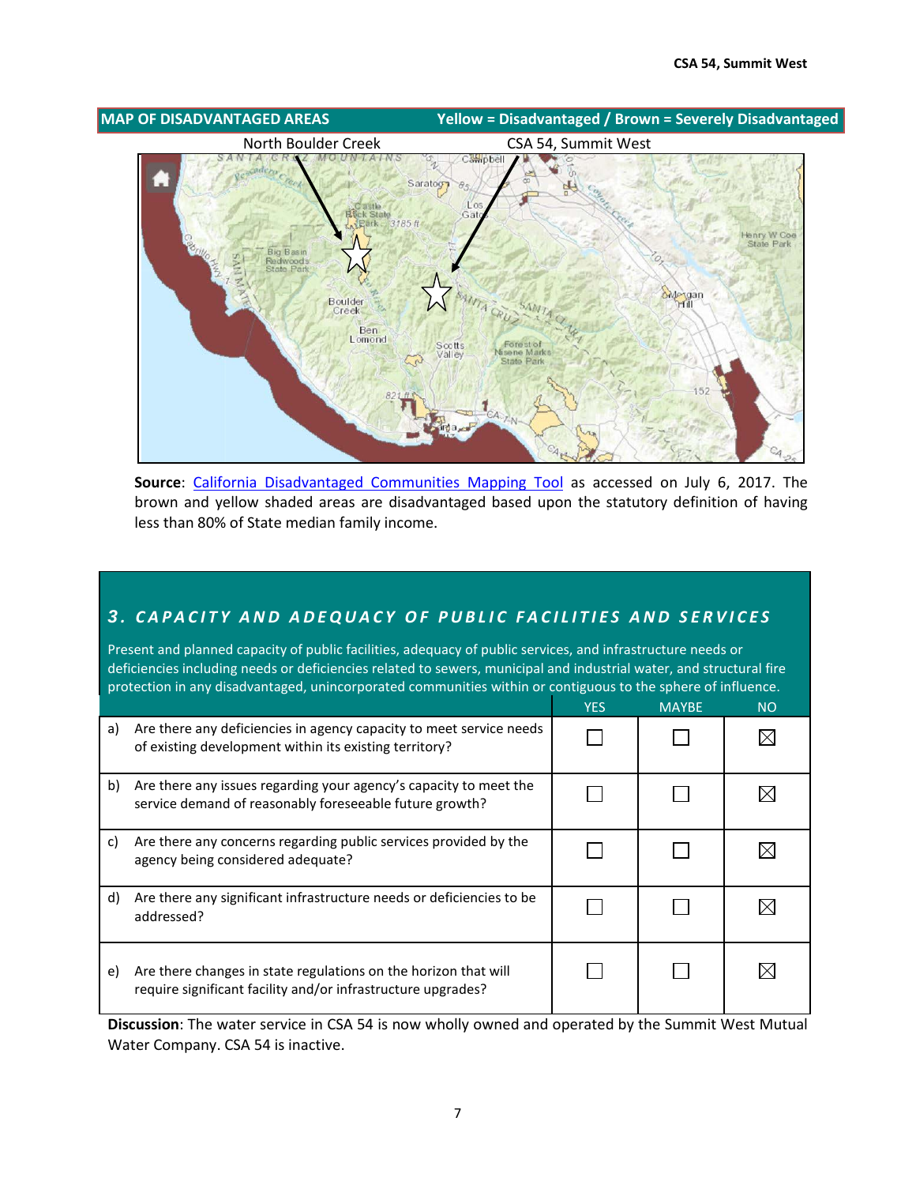MAP OF DISADVANTAGED AREAS — Yellow = Disadvantaged / Brown = Severely Disadvantaged

North Boulder Creek

CSA 54, Summit West

**Source**: [California Disadvantaged Communities Mapping Tool] as accessed on July 6, 2017. The brown and yellow shaded areas are disadvantaged based upon the statutory definition of having less than 80% of State median family income.

## 3. CAPACITY AND ADEQUACY OF PUBLIC FACILITIES AND SERVICES

Present and planned capacity of public facilities, adequacy of public services, and infrastructure needs or deficiencies including needs or deficiencies related to sewers, municipal and industrial water, and structural fire protection in any disadvantaged, unincorporated communities within or contiguous to the sphere of influence.

| | YES | MAYBE | NO |
|---|---|---|---|
| a) Are there any deficiencies in agency capacity to meet service needs of existing development within its existing territory? | ☐ | ☐ | ☒ |
| b) Are there any issues regarding your agency's capacity to meet the service demand of reasonably foreseeable future growth? | ☐ | ☐ | ☒ |
| c) Are there any concerns regarding public services provided by the agency being considered adequate? | ☐ | ☐ | ☒ |
| d) Are there any significant infrastructure needs or deficiencies to be addressed? | ☐ | ☐ | ☒ |
| e) Are there changes in state regulations on the horizon that will require significant facility and/or infrastructure upgrades? | ☐ | ☐ | ☒ |

**Discussion**: The water service in CSA 54 is now wholly owned and operated by the Summit West Mutual Water Company. CSA 54 is inactive.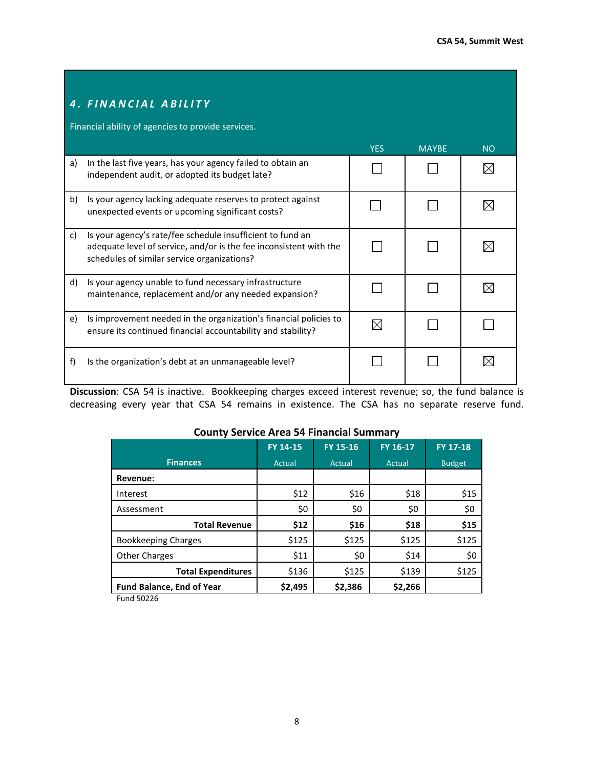## 4. FINANCIAL ABILITY

Financial ability of agencies to provide services.

| | | YES | MAYBE | NO |
|---|---|---|---|---|
| a) | In the last five years, has your agency failed to obtain an independent audit, or adopted its budget late? | ☐ | ☐ | ☒ |
| b) | Is your agency lacking adequate reserves to protect against unexpected events or upcoming significant costs? | ☐ | ☐ | ☒ |
| c) | Is your agency's rate/fee schedule insufficient to fund an adequate level of service, and/or is the fee inconsistent with the schedules of similar service organizations? | ☐ | ☐ | ☒ |
| d) | Is your agency unable to fund necessary infrastructure maintenance, replacement and/or any needed expansion? | ☐ | ☐ | ☒ |
| e) | Is improvement needed in the organization's financial policies to ensure its continued financial accountability and stability? | ☒ | ☐ | ☐ |
| f) | Is the organization's debt at an unmanageable level? | ☐ | ☐ | ☒ |

**Discussion**: CSA 54 is inactive. Bookkeeping charges exceed interest revenue; so, the fund balance is decreasing every year that CSA 54 remains in existence. The CSA has no separate reserve fund.

**County Service Area 54 Financial Summary**

| Finances | FY 14-15 Actual | FY 15-16 Actual | FY 16-17 Actual | FY 17-18 Budget |
|---|---|---|---|---|
| **Revenue:** | | | | |
| Interest | $12 | $16 | $18 | $15 |
| Assessment | $0 | $0 | $0 | $0 |
| **Total Revenue** | **$12** | **$16** | **$18** | **$15** |
| Bookkeeping Charges | $125 | $125 | $125 | $125 |
| Other Charges | $11 | $0 | $14 | $0 |
| **Total Expenditures** | $136 | $125 | $139 | $125 |
| **Fund Balance, End of Year** | **$2,495** | **$2,386** | **$2,266** | |

Fund 50226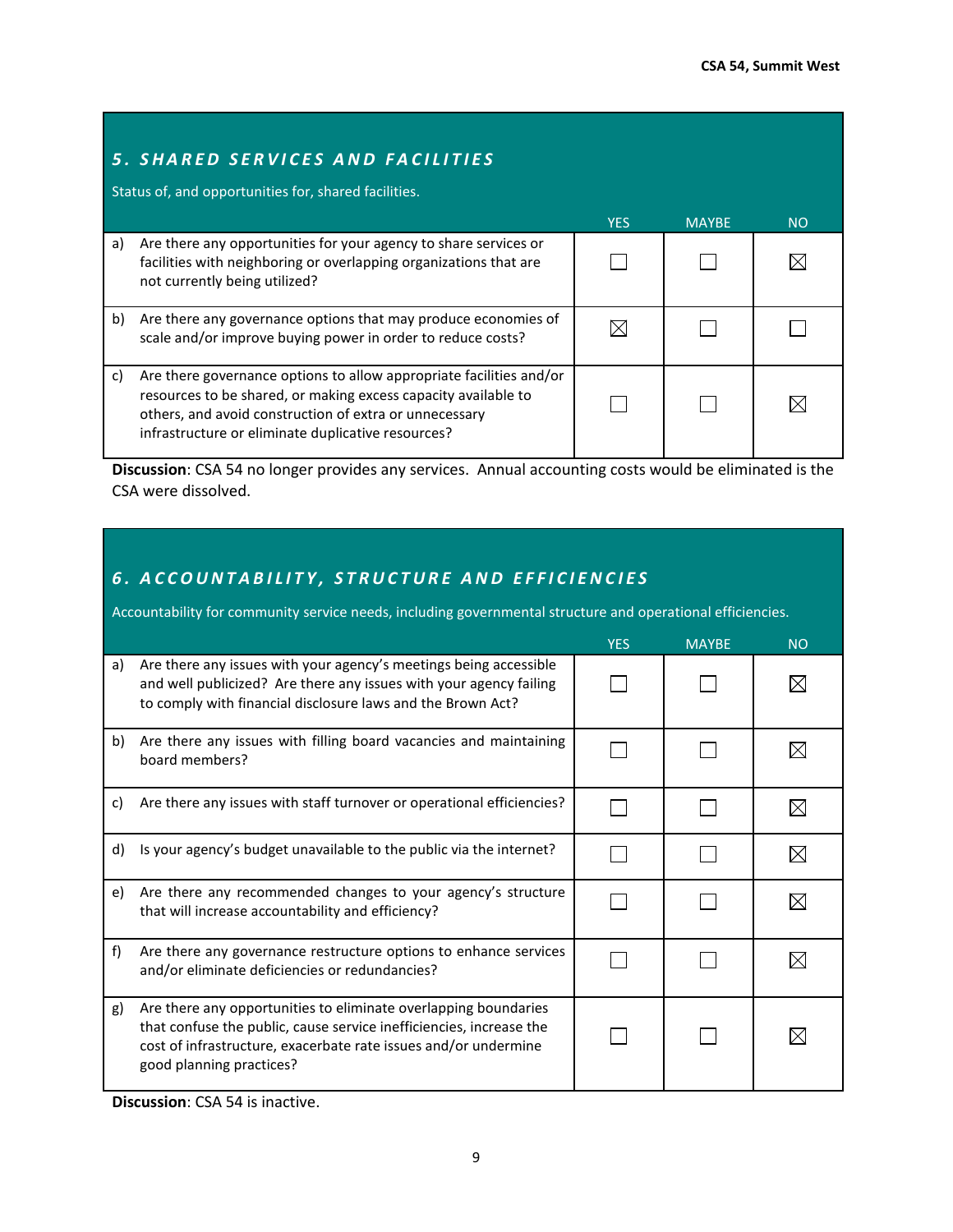## 5. SHARED SERVICES AND FACILITIES

Status of, and opportunities for, shared facilities.

| | | YES | MAYBE | NO |
|---|---|---|---|---|
| a) | Are there any opportunities for your agency to share services or facilities with neighboring or overlapping organizations that are not currently being utilized? | ☐ | ☐ | ☒ |
| b) | Are there any governance options that may produce economies of scale and/or improve buying power in order to reduce costs? | ☒ | ☐ | ☐ |
| c) | Are there governance options to allow appropriate facilities and/or resources to be shared, or making excess capacity available to others, and avoid construction of extra or unnecessary infrastructure or eliminate duplicative resources? | ☐ | ☐ | ☒ |

**Discussion**: CSA 54 no longer provides any services. Annual accounting costs would be eliminated is the CSA were dissolved.

## 6. ACCOUNTABILITY, STRUCTURE AND EFFICIENCIES

Accountability for community service needs, including governmental structure and operational efficiencies.

| | | YES | MAYBE | NO |
|---|---|---|---|---|
| a) | Are there any issues with your agency's meetings being accessible and well publicized? Are there any issues with your agency failing to comply with financial disclosure laws and the Brown Act? | ☐ | ☐ | ☒ |
| b) | Are there any issues with filling board vacancies and maintaining board members? | ☐ | ☐ | ☒ |
| c) | Are there any issues with staff turnover or operational efficiencies? | ☐ | ☐ | ☒ |
| d) | Is your agency's budget unavailable to the public via the internet? | ☐ | ☐ | ☒ |
| e) | Are there any recommended changes to your agency's structure that will increase accountability and efficiency? | ☐ | ☐ | ☒ |
| f) | Are there any governance restructure options to enhance services and/or eliminate deficiencies or redundancies? | ☐ | ☐ | ☒ |
| g) | Are there any opportunities to eliminate overlapping boundaries that confuse the public, cause service inefficiencies, increase the cost of infrastructure, exacerbate rate issues and/or undermine good planning practices? | ☐ | ☐ | ☒ |

**Discussion**: CSA 54 is inactive.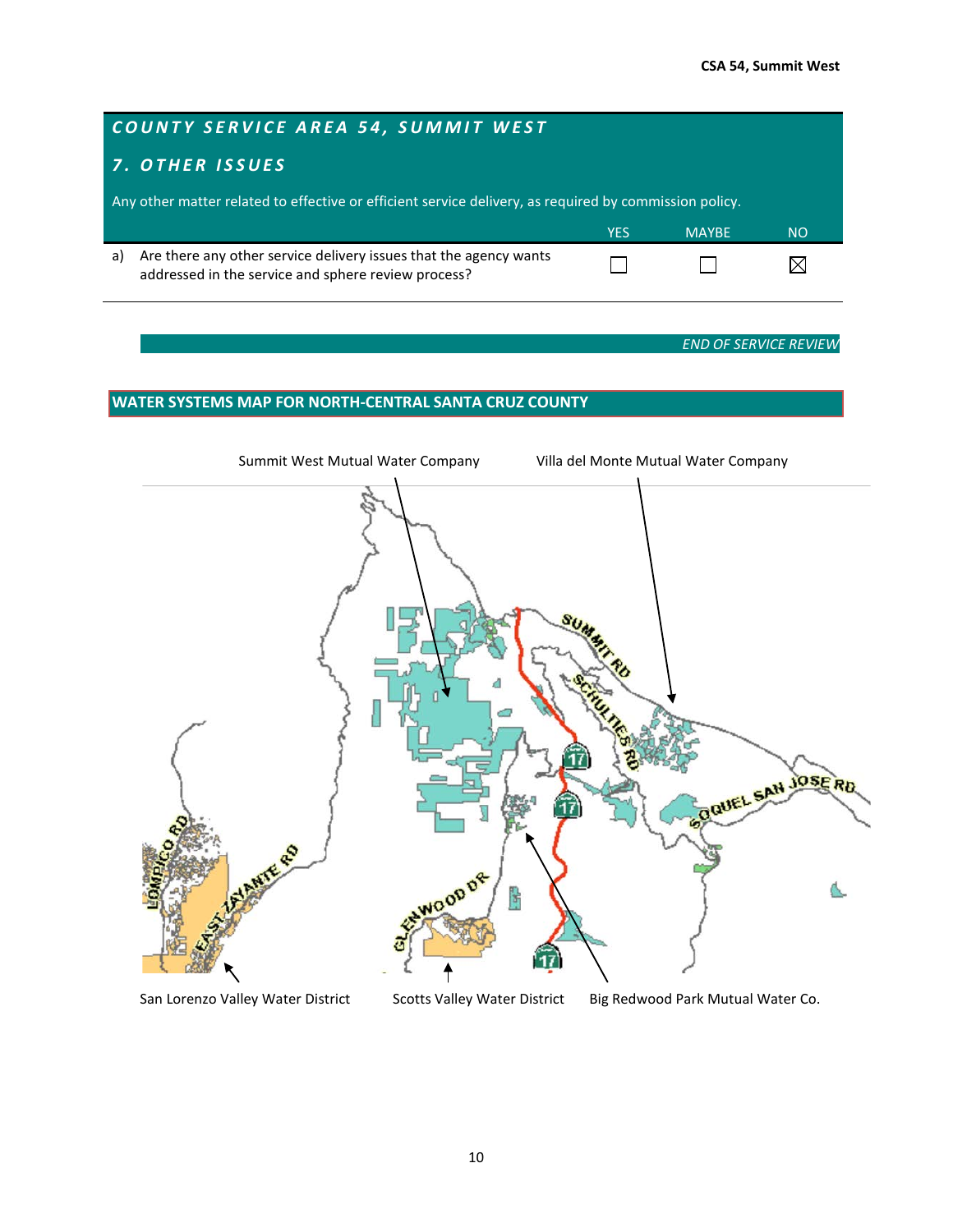## COUNTY SERVICE AREA 54, SUMMIT WEST

### 7. OTHER ISSUES

Any other matter related to effective or efficient service delivery, as required by commission policy.

| | YES | MAYBE | NO |
|---|---|---|---|
| a) Are there any other service delivery issues that the agency wants addressed in the service and sphere review process? | ☐ | ☐ | ☒ |

*END OF SERVICE REVIEW*

## WATER SYSTEMS MAP FOR NORTH-CENTRAL SANTA CRUZ COUNTY

Summit West Mutual Water Company

Villa del Monte Mutual Water Company

SUMMIT RD

SCHULTIES RD

SOQUEL SAN JOSE RD

LOMPICO RD

EAST ZAYANTE RD

GLENWOOD DR

17

San Lorenzo Valley Water District

Scotts Valley Water District

Big Redwood Park Mutual Water Co.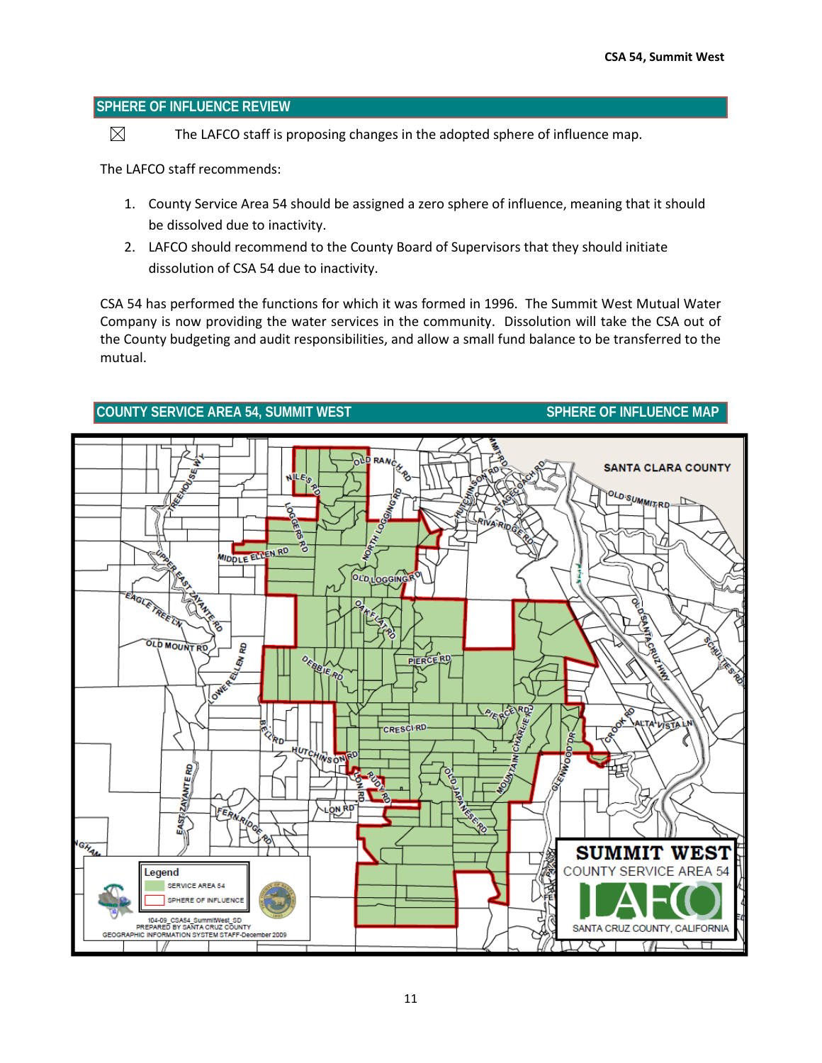## SPHERE OF INFLUENCE REVIEW

☒ The LAFCO staff is proposing changes in the adopted sphere of influence map.

The LAFCO staff recommends:

1. County Service Area 54 should be assigned a zero sphere of influence, meaning that it should be dissolved due to inactivity.
2. LAFCO should recommend to the County Board of Supervisors that they should initiate dissolution of CSA 54 due to inactivity.

CSA 54 has performed the functions for which it was formed in 1996. The Summit West Mutual Water Company is now providing the water services in the community. Dissolution will take the CSA out of the County budgeting and audit responsibilities, and allow a small fund balance to be transferred to the mutual.

## COUNTY SERVICE AREA 54, SUMMIT WEST — SPHERE OF INFLUENCE MAP

SANTA CLARA COUNTY

Legend
SERVICE AREA 54
SPHERE OF INFLUENCE

104-09_CSA54_SummitWest_SD
PREPARED BY SANTA CRUZ COUNTY
GEOGRAPHIC INFORMATION SYSTEM STAFF-December 2009

SUMMIT WEST
COUNTY SERVICE AREA 54
LAFCO
SANTA CRUZ COUNTY, CALIFORNIA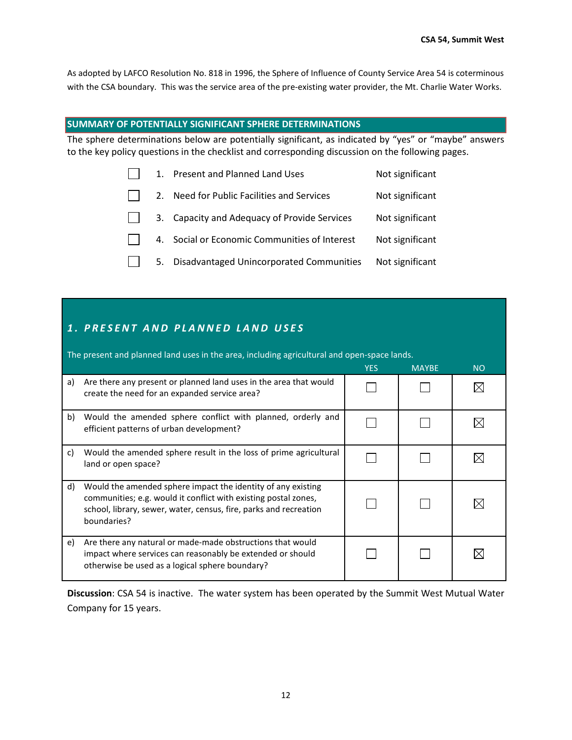As adopted by LAFCO Resolution No. 818 in 1996, the Sphere of Influence of County Service Area 54 is coterminous with the CSA boundary. This was the service area of the pre-existing water provider, the Mt. Charlie Water Works.

## SUMMARY OF POTENTIALLY SIGNIFICANT SPHERE DETERMINATIONS

The sphere determinations below are potentially significant, as indicated by "yes" or "maybe" answers to the key policy questions in the checklist and corresponding discussion on the following pages.

| | | | |
|---|---|---|---|
| ☐ | 1. | Present and Planned Land Uses | Not significant |
| ☐ | 2. | Need for Public Facilities and Services | Not significant |
| ☐ | 3. | Capacity and Adequacy of Provide Services | Not significant |
| ☐ | 4. | Social or Economic Communities of Interest | Not significant |
| ☐ | 5. | Disadvantaged Unincorporated Communities | Not significant |

## 1. PRESENT AND PLANNED LAND USES

The present and planned land uses in the area, including agricultural and open-space lands.

| | | YES | MAYBE | NO |
|---|---|---|---|---|
| a) | Are there any present or planned land uses in the area that would create the need for an expanded service area? | ☐ | ☐ | ☒ |
| b) | Would the amended sphere conflict with planned, orderly and efficient patterns of urban development? | ☐ | ☐ | ☒ |
| c) | Would the amended sphere result in the loss of prime agricultural land or open space? | ☐ | ☐ | ☒ |
| d) | Would the amended sphere impact the identity of any existing communities; e.g. would it conflict with existing postal zones, school, library, sewer, water, census, fire, parks and recreation boundaries? | ☐ | ☐ | ☒ |
| e) | Are there any natural or made-made obstructions that would impact where services can reasonably be extended or should otherwise be used as a logical sphere boundary? | ☐ | ☐ | ☒ |

**Discussion**: CSA 54 is inactive. The water system has been operated by the Summit West Mutual Water Company for 15 years.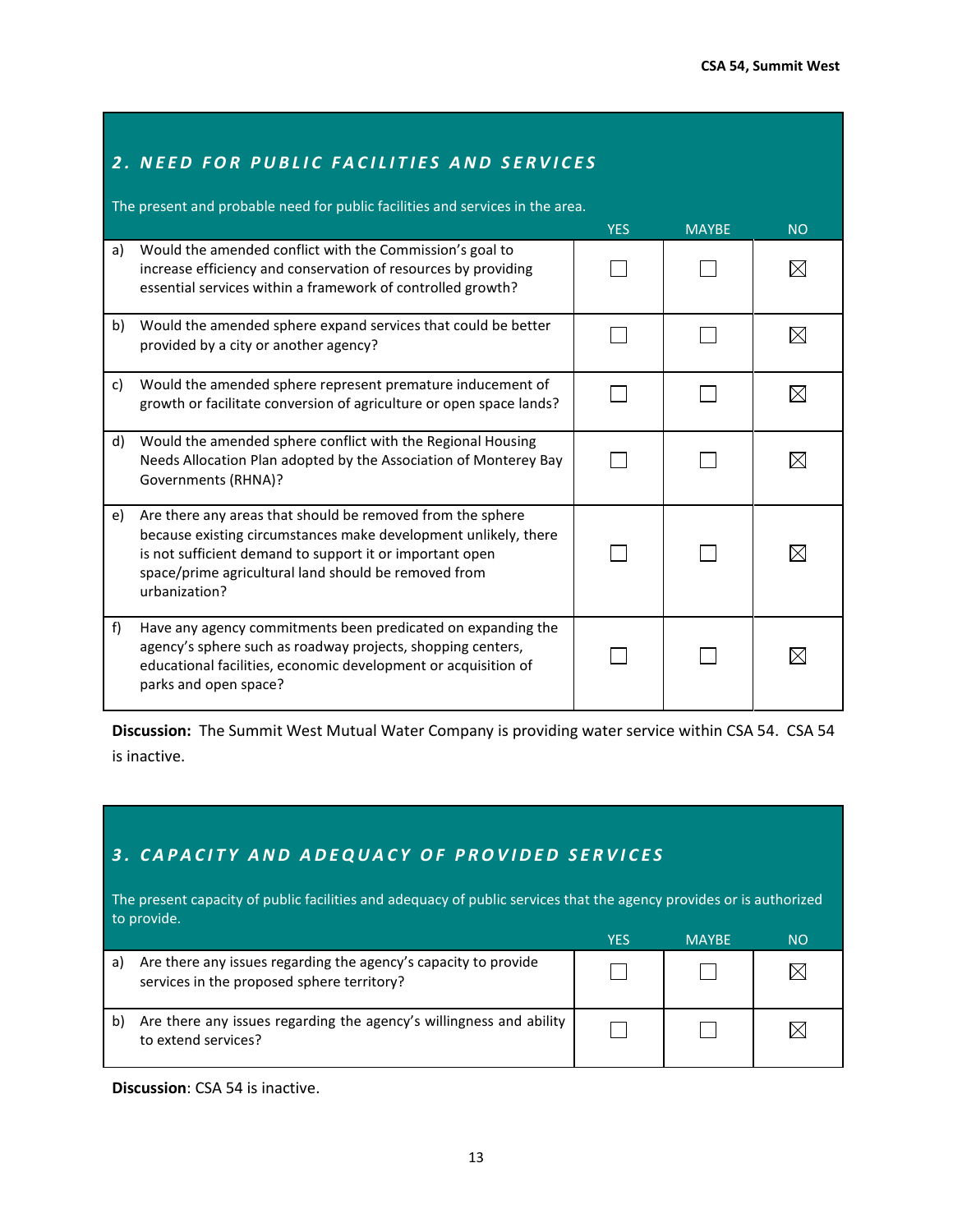## 2. NEED FOR PUBLIC FACILITIES AND SERVICES

The present and probable need for public facilities and services in the area.

| | | YES | MAYBE | NO |
|---|---|---|---|---|
| a) | Would the amended conflict with the Commission's goal to increase efficiency and conservation of resources by providing essential services within a framework of controlled growth? | ☐ | ☐ | ☒ |
| b) | Would the amended sphere expand services that could be better provided by a city or another agency? | ☐ | ☐ | ☒ |
| c) | Would the amended sphere represent premature inducement of growth or facilitate conversion of agriculture or open space lands? | ☐ | ☐ | ☒ |
| d) | Would the amended sphere conflict with the Regional Housing Needs Allocation Plan adopted by the Association of Monterey Bay Governments (RHNA)? | ☐ | ☐ | ☒ |
| e) | Are there any areas that should be removed from the sphere because existing circumstances make development unlikely, there is not sufficient demand to support it or important open space/prime agricultural land should be removed from urbanization? | ☐ | ☐ | ☒ |
| f) | Have any agency commitments been predicated on expanding the agency's sphere such as roadway projects, shopping centers, educational facilities, economic development or acquisition of parks and open space? | ☐ | ☐ | ☒ |

**Discussion:** The Summit West Mutual Water Company is providing water service within CSA 54. CSA 54 is inactive.

## 3. CAPACITY AND ADEQUACY OF PROVIDED SERVICES

The present capacity of public facilities and adequacy of public services that the agency provides or is authorized to provide.

| | | YES | MAYBE | NO |
|---|---|---|---|---|
| a) | Are there any issues regarding the agency's capacity to provide services in the proposed sphere territory? | ☐ | ☐ | ☒ |
| b) | Are there any issues regarding the agency's willingness and ability to extend services? | ☐ | ☐ | ☒ |

**Discussion**: CSA 54 is inactive.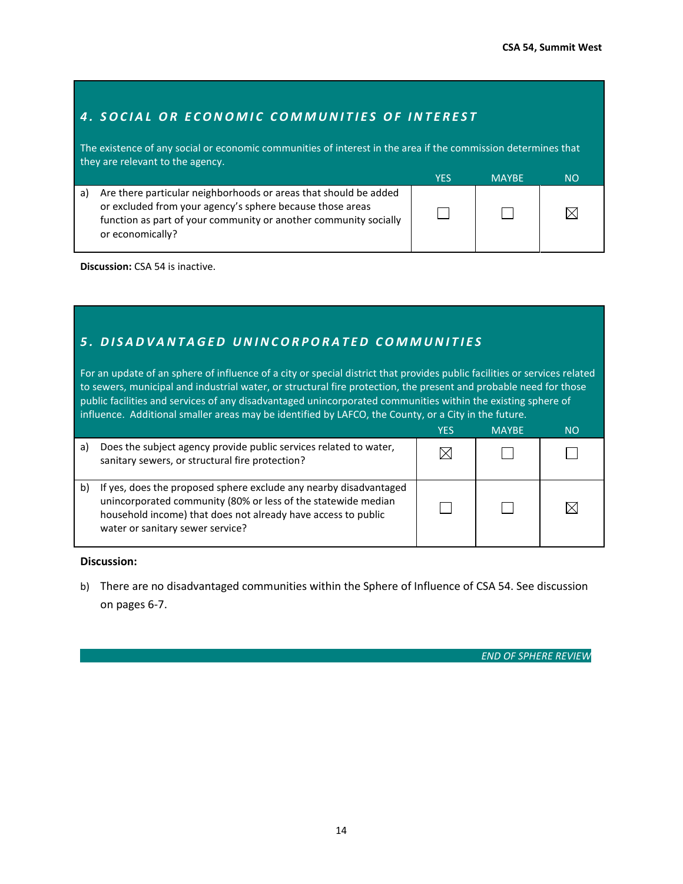## *4. SOCIAL OR ECONOMIC COMMUNITIES OF INTEREST*

The existence of any social or economic communities of interest in the area if the commission determines that they are relevant to the agency.

| | | YES | MAYBE | NO |
|---|---|---|---|---|
| a) | Are there particular neighborhoods or areas that should be added or excluded from your agency's sphere because those areas function as part of your community or another community socially or economically? | ☐ | ☐ | ☒ |

**Discussion:** CSA 54 is inactive.

## *5. DISADVANTAGED UNINCORPORATED COMMUNITIES*

For an update of an sphere of influence of a city or special district that provides public facilities or services related to sewers, municipal and industrial water, or structural fire protection, the present and probable need for those public facilities and services of any disadvantaged unincorporated communities within the existing sphere of influence. Additional smaller areas may be identified by LAFCO, the County, or a City in the future.

| | | YES | MAYBE | NO |
|---|---|---|---|---|
| a) | Does the subject agency provide public services related to water, sanitary sewers, or structural fire protection? | ☒ | ☐ | ☐ |
| b) | If yes, does the proposed sphere exclude any nearby disadvantaged unincorporated community (80% or less of the statewide median household income) that does not already have access to public water or sanitary sewer service? | ☐ | ☐ | ☒ |

**Discussion:**

b) There are no disadvantaged communities within the Sphere of Influence of CSA 54. See discussion on pages 6-7.

*END OF SPHERE REVIEW*